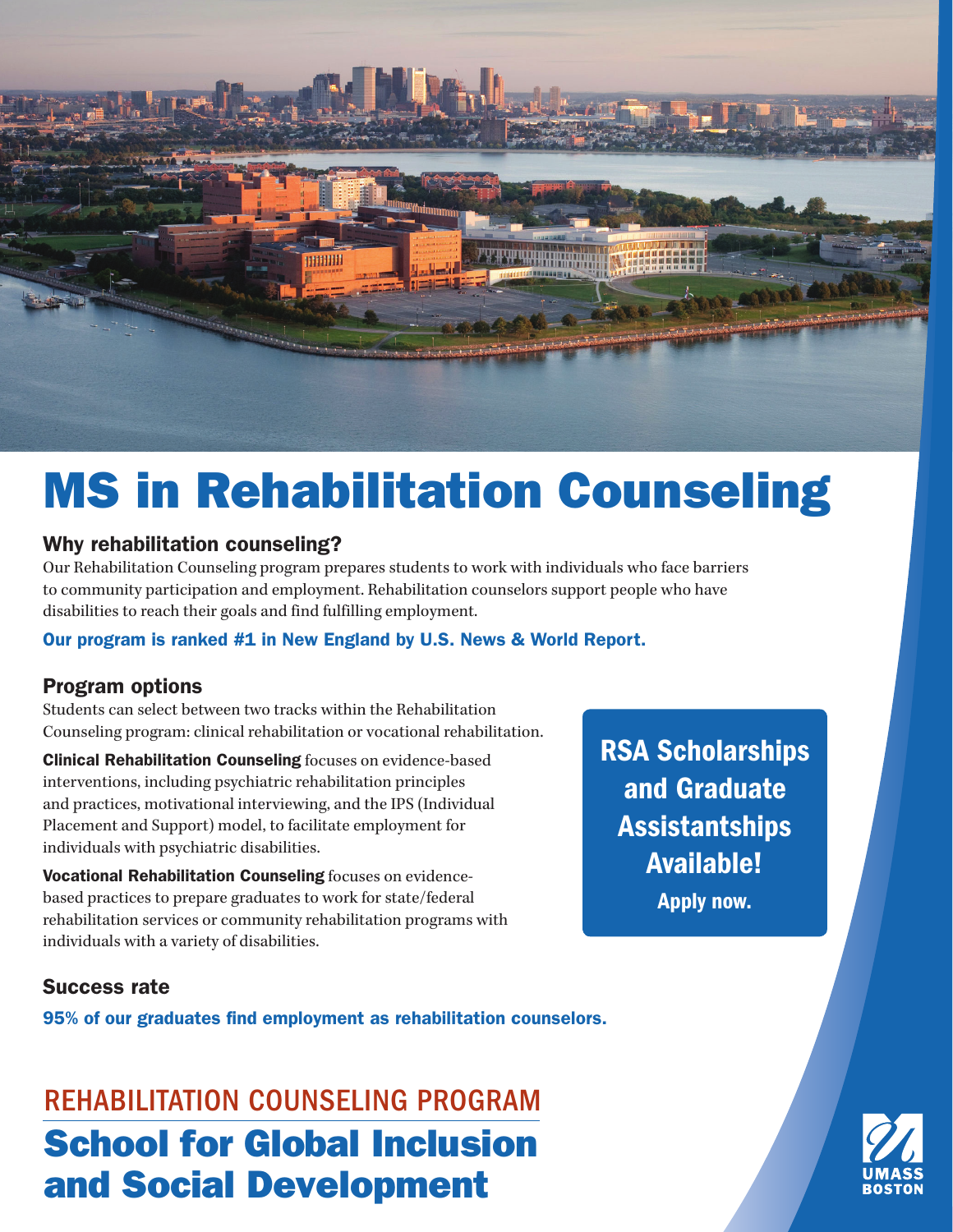# MS in Rehabilitation Counseling

## Why rehabilitation counseling?

Our Rehabilitation Counseling program prepares students to work with individuals who face barriers to community participation and employment. Rehabilitation counselors support people who have disabilities to reach their goals and find fulfilling employment.

**Our program is ranked #1 in New England by U.S. News & World Report.**

## Program options

Students can select between two tracks within the Rehabilitation Counseling program: clinical rehabilitation or vocational rehabilitation.

**Clinical Rehabilitation Counseling** focuses on evidence-based interventions, including psychiatric rehabilitation principles and practices, motivational interviewing, and the IPS (Individual Placement and Support) model, to facilitate employment for individuals with psychiatric disabilities.

**Vocational Rehabilitation Counseling** focuses on evidence-based practices to prepare graduates to work for state/federal rehabilitation services or community rehabilitation programs with individuals with a variety of disabilities.

**RSA Scholarships and Graduate Assistantships Available!**
**Apply now.**

## Success rate

**95% of our graduates find employment as rehabilitation counselors.**

REHABILITATION COUNSELING PROGRAM

# School for Global Inclusion and Social Development

UMASS BOSTON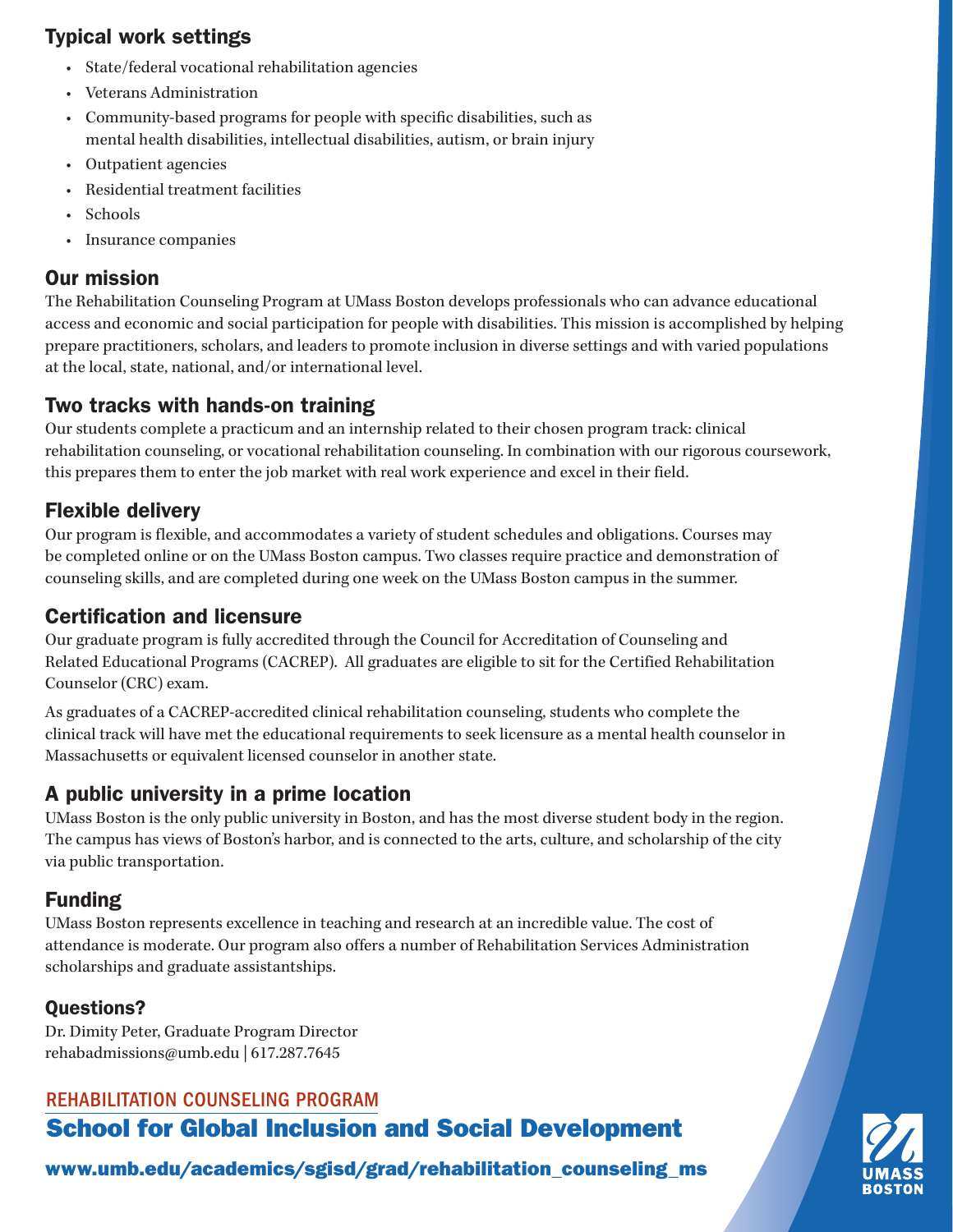## Typical work settings

- State/federal vocational rehabilitation agencies
- Veterans Administration
- Community-based programs for people with specific disabilities, such as mental health disabilities, intellectual disabilities, autism, or brain injury
- Outpatient agencies
- Residential treatment facilities
- Schools
- Insurance companies

## Our mission

The Rehabilitation Counseling Program at UMass Boston develops professionals who can advance educational access and economic and social participation for people with disabilities. This mission is accomplished by helping prepare practitioners, scholars, and leaders to promote inclusion in diverse settings and with varied populations at the local, state, national, and/or international level.

## Two tracks with hands-on training

Our students complete a practicum and an internship related to their chosen program track: clinical rehabilitation counseling, or vocational rehabilitation counseling. In combination with our rigorous coursework, this prepares them to enter the job market with real work experience and excel in their field.

## Flexible delivery

Our program is flexible, and accommodates a variety of student schedules and obligations. Courses may be completed online or on the UMass Boston campus. Two classes require practice and demonstration of counseling skills, and are completed during one week on the UMass Boston campus in the summer.

## Certification and licensure

Our graduate program is fully accredited through the Council for Accreditation of Counseling and Related Educational Programs (CACREP). All graduates are eligible to sit for the Certified Rehabilitation Counselor (CRC) exam.

As graduates of a CACREP-accredited clinical rehabilitation counseling, students who complete the clinical track will have met the educational requirements to seek licensure as a mental health counselor in Massachusetts or equivalent licensed counselor in another state.

## A public university in a prime location

UMass Boston is the only public university in Boston, and has the most diverse student body in the region. The campus has views of Boston's harbor, and is connected to the arts, culture, and scholarship of the city via public transportation.

## Funding

UMass Boston represents excellence in teaching and research at an incredible value. The cost of attendance is moderate. Our program also offers a number of Rehabilitation Services Administration scholarships and graduate assistantships.

## Questions?

Dr. Dimity Peter, Graduate Program Director
rehabadmissions@umb.edu | 617.287.7645

REHABILITATION COUNSELING PROGRAM

**School for Global Inclusion and Social Development**

**www.umb.edu/academics/sgisd/grad/rehabilitation_counseling_ms**

UMASS BOSTON